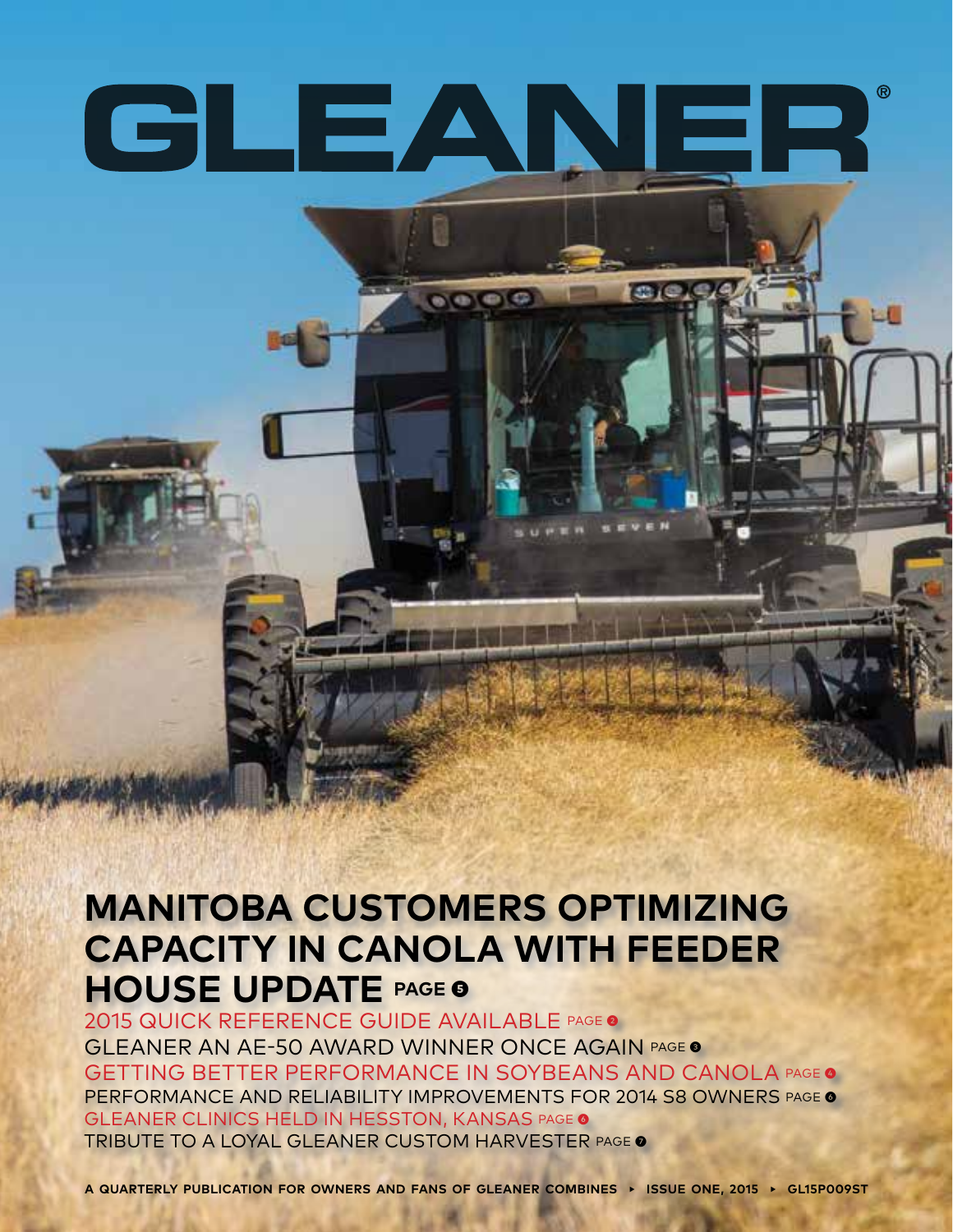# GLEANER®

## MANITOBA CUSTOMERS OPTIMIZING CAPACITY IN CANOLA WITH FEEDER HOUSE UPDATE PAGE 5

2015 QUICK REFERENCE GUIDE AVAILABLE PAGE 2

GLEANER AN AE-50 AWARD WINNER ONCE AGAIN PAGE 3

GETTING BETTER PERFORMANCE IN SOYBEANS AND CANOLA PAGE 4

PERFORMANCE AND RELIABILITY IMPROVEMENTS FOR 2014 S8 OWNERS PAGE 6

GLEANER CLINICS HELD IN HESSTON, KANSAS PAGE 6

TRIBUTE TO A LOYAL GLEANER CUSTOM HARVESTER PAGE 7

**A QUARTERLY PUBLICATION FOR OWNERS AND FANS OF GLEANER COMBINES ▸ ISSUE ONE, 2015 ▸ GL15P009ST**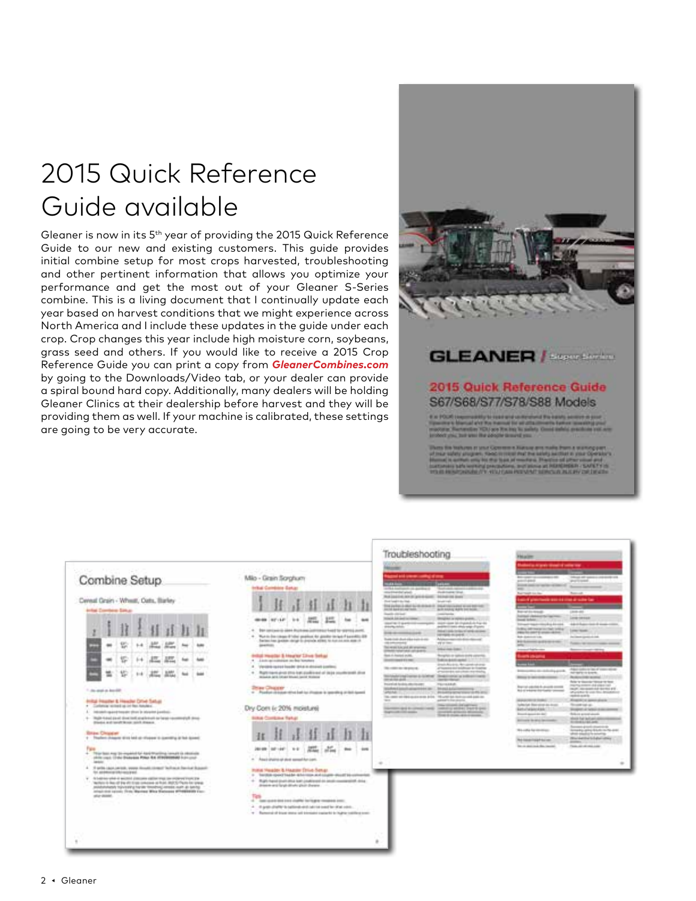# 2015 Quick Reference Guide available

Gleaner is now in its 5th year of providing the 2015 Quick Reference Guide to our new and existing customers. This guide provides initial combine setup for most crops harvested, troubleshooting and other pertinent information that allows you optimize your performance and get the most out of your Gleaner S-Series combine. This is a living document that I continually update each year based on harvest conditions that we might experience across North America and I include these updates in the guide under each crop. Crop changes this year include high moisture corn, soybeans, grass seed and others. If you would like to receive a 2015 Crop Reference Guide you can print a copy from ***GleanerCombines.com*** by going to the Downloads/Video tab, or your dealer can provide a spiral bound hard copy. Additionally, many dealers will be holding Gleaner Clinics at their dealership before harvest and they will be providing them as well. If your machine is calibrated, these settings are going to be very accurate.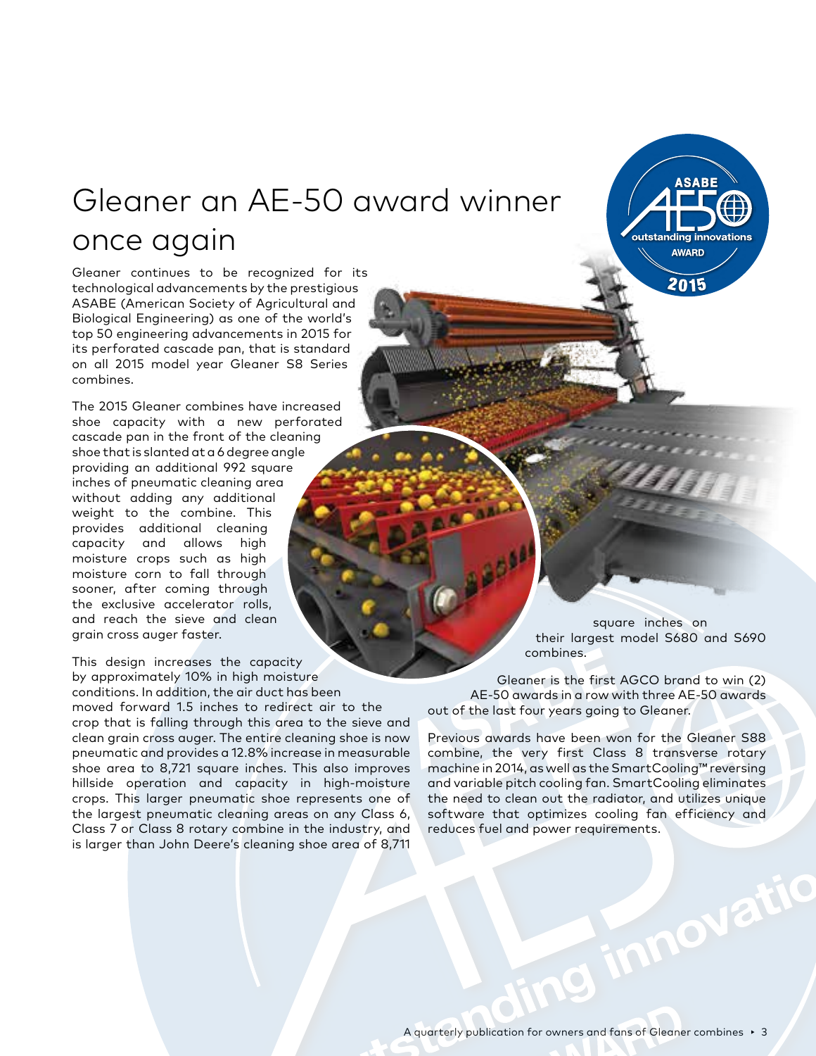# Gleaner an AE-50 award winner once again

Gleaner continues to be recognized for its technological advancements by the prestigious ASABE (American Society of Agricultural and Biological Engineering) as one of the world's top 50 engineering advancements in 2015 for its perforated cascade pan, that is standard on all 2015 model year Gleaner S8 Series combines.

The 2015 Gleaner combines have increased shoe capacity with a new perforated cascade pan in the front of the cleaning shoe that is slanted at a 6 degree angle providing an additional 992 square inches of pneumatic cleaning area without adding any additional weight to the combine. This provides additional cleaning capacity and allows high moisture crops such as high moisture corn to fall through sooner, after coming through the exclusive accelerator rolls, and reach the sieve and clean grain cross auger faster.

This design increases the capacity by approximately 10% in high moisture conditions. In addition, the air duct has been moved forward 1.5 inches to redirect air to the crop that is falling through this area to the sieve and clean grain cross auger. The entire cleaning shoe is now pneumatic and provides a 12.8% increase in measurable shoe area to 8,721 square inches. This also improves hillside operation and capacity in high-moisture crops. This larger pneumatic shoe represents one of the largest pneumatic cleaning areas on any Class 6, Class 7 or Class 8 rotary combine in the industry, and is larger than John Deere's cleaning shoe area of 8,711 square inches on their largest model S680 and S690 combines.

Gleaner is the first AGCO brand to win (2) AE-50 awards in a row with three AE-50 awards out of the last four years going to Gleaner.

Previous awards have been won for the Gleaner S88 combine, the very first Class 8 transverse rotary machine in 2014, as well as the SmartCooling™ reversing and variable pitch cooling fan. SmartCooling eliminates the need to clean out the radiator, and utilizes unique software that optimizes cooling fan efficiency and reduces fuel and power requirements.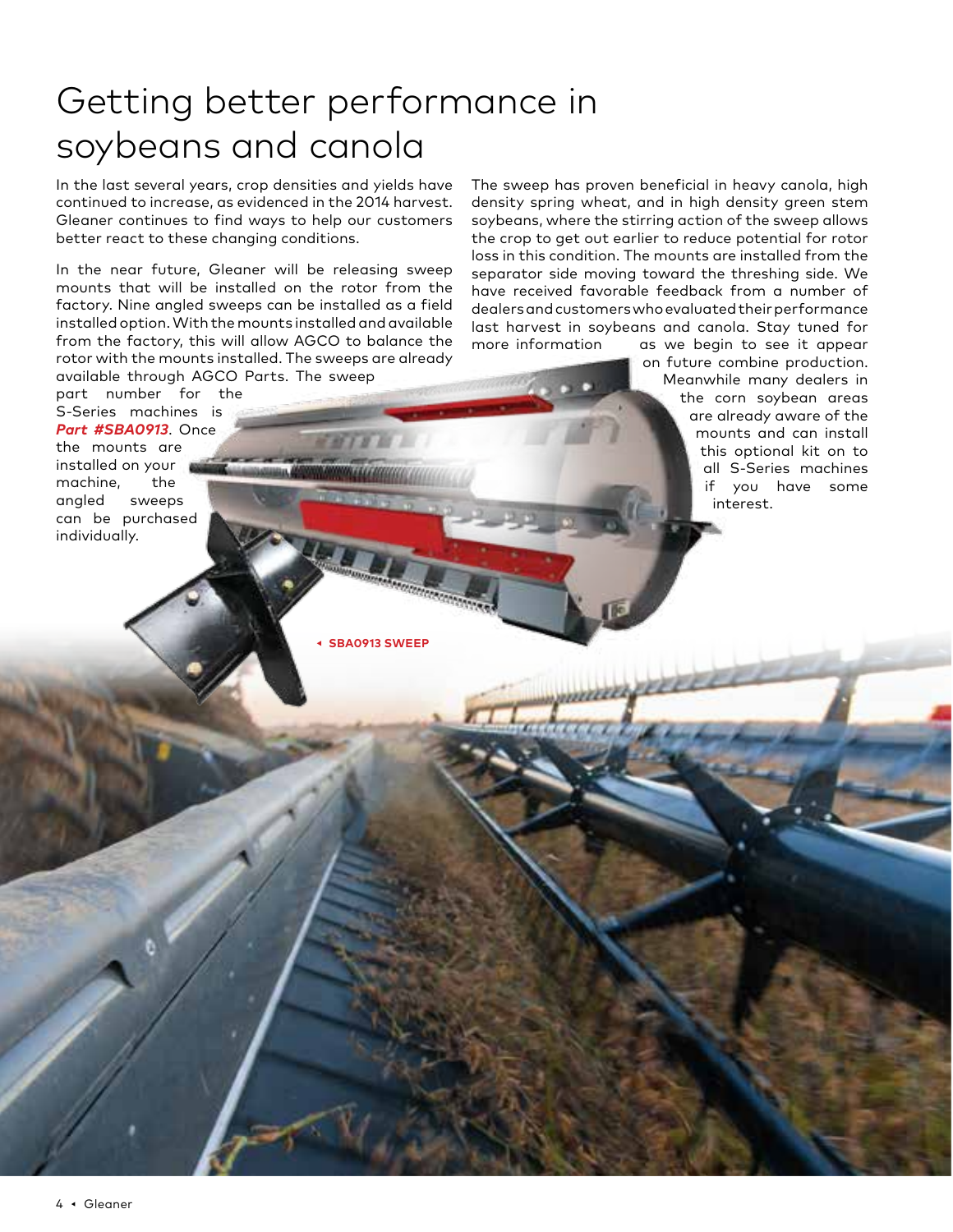# Getting better performance in soybeans and canola

In the last several years, crop densities and yields have continued to increase, as evidenced in the 2014 harvest. Gleaner continues to find ways to help our customers better react to these changing conditions.

In the near future, Gleaner will be releasing sweep mounts that will be installed on the rotor from the factory. Nine angled sweeps can be installed as a field installed option. With the mounts installed and available from the factory, this will allow AGCO to balance the rotor with the mounts installed. The sweeps are already available through AGCO Parts. The sweep part number for the S-Series machines is ***Part #SBA0913***. Once the mounts are installed on your machine, the angled sweeps can be purchased individually.

The sweep has proven beneficial in heavy canola, high density spring wheat, and in high density green stem soybeans, where the stirring action of the sweep allows the crop to get out earlier to reduce potential for rotor loss in this condition. The mounts are installed from the separator side moving toward the threshing side. We have received favorable feedback from a number of dealers and customers who evaluated their performance last harvest in soybeans and canola. Stay tuned for more information as we begin to see it appear on future combine production. Meanwhile many dealers in the corn soybean areas are already aware of the mounts and can install this optional kit on to all S-Series machines if you have some interest.

**SBA0913 SWEEP**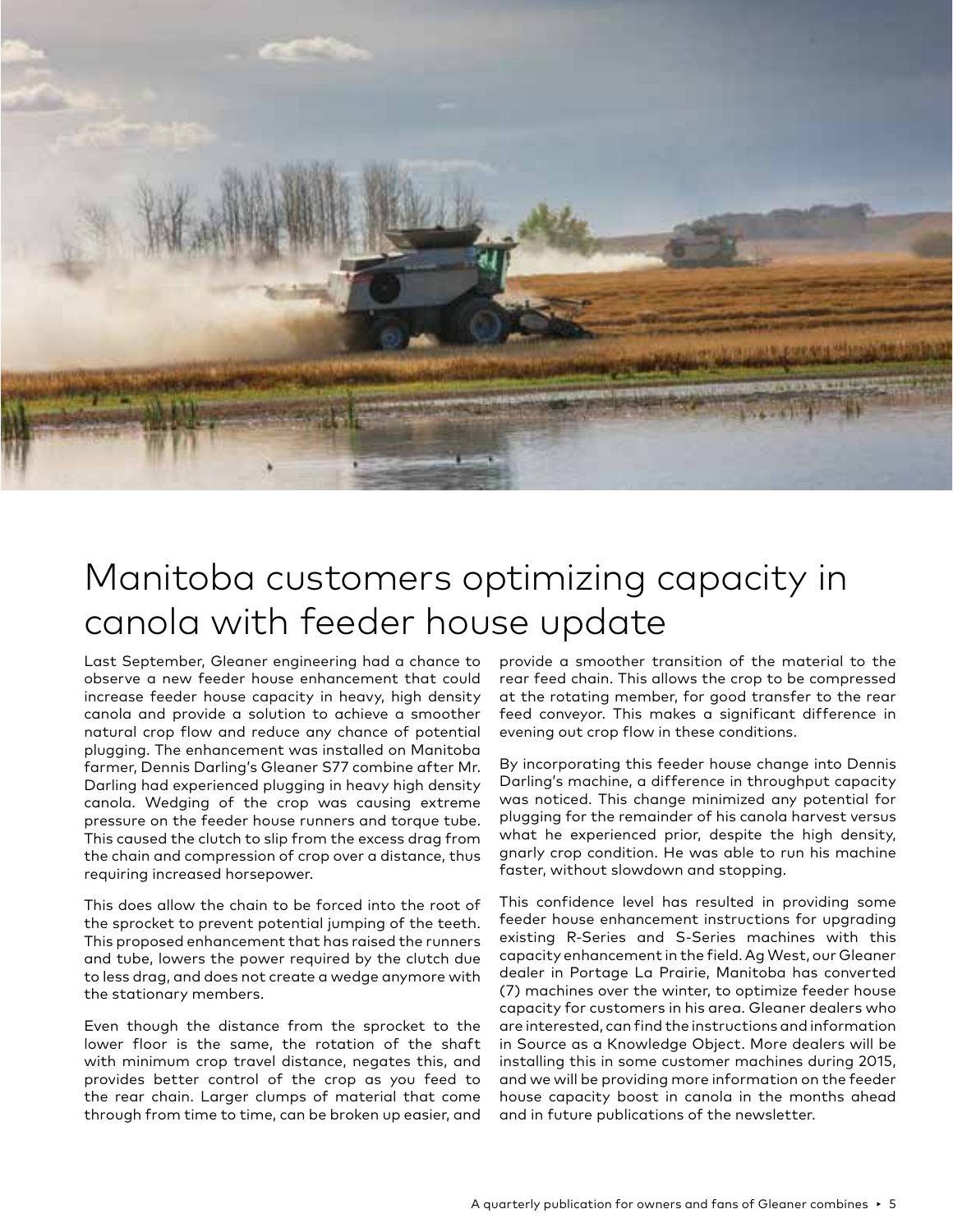# Manitoba customers optimizing capacity in canola with feeder house update

Last September, Gleaner engineering had a chance to observe a new feeder house enhancement that could increase feeder house capacity in heavy, high density canola and provide a solution to achieve a smoother natural crop flow and reduce any chance of potential plugging. The enhancement was installed on Manitoba farmer, Dennis Darling's Gleaner S77 combine after Mr. Darling had experienced plugging in heavy high density canola. Wedging of the crop was causing extreme pressure on the feeder house runners and torque tube. This caused the clutch to slip from the excess drag from the chain and compression of crop over a distance, thus requiring increased horsepower.

This does allow the chain to be forced into the root of the sprocket to prevent potential jumping of the teeth. This proposed enhancement that has raised the runners and tube, lowers the power required by the clutch due to less drag, and does not create a wedge anymore with the stationary members.

Even though the distance from the sprocket to the lower floor is the same, the rotation of the shaft with minimum crop travel distance, negates this, and provides better control of the crop as you feed to the rear chain. Larger clumps of material that come through from time to time, can be broken up easier, and provide a smoother transition of the material to the rear feed chain. This allows the crop to be compressed at the rotating member, for good transfer to the rear feed conveyor. This makes a significant difference in evening out crop flow in these conditions.

By incorporating this feeder house change into Dennis Darling's machine, a difference in throughput capacity was noticed. This change minimized any potential for plugging for the remainder of his canola harvest versus what he experienced prior, despite the high density, gnarly crop condition. He was able to run his machine faster, without slowdown and stopping.

This confidence level has resulted in providing some feeder house enhancement instructions for upgrading existing R-Series and S-Series machines with this capacity enhancement in the field. Ag West, our Gleaner dealer in Portage La Prairie, Manitoba has converted (7) machines over the winter, to optimize feeder house capacity for customers in his area. Gleaner dealers who are interested, can find the instructions and information in Source as a Knowledge Object. More dealers will be installing this in some customer machines during 2015, and we will be providing more information on the feeder house capacity boost in canola in the months ahead and in future publications of the newsletter.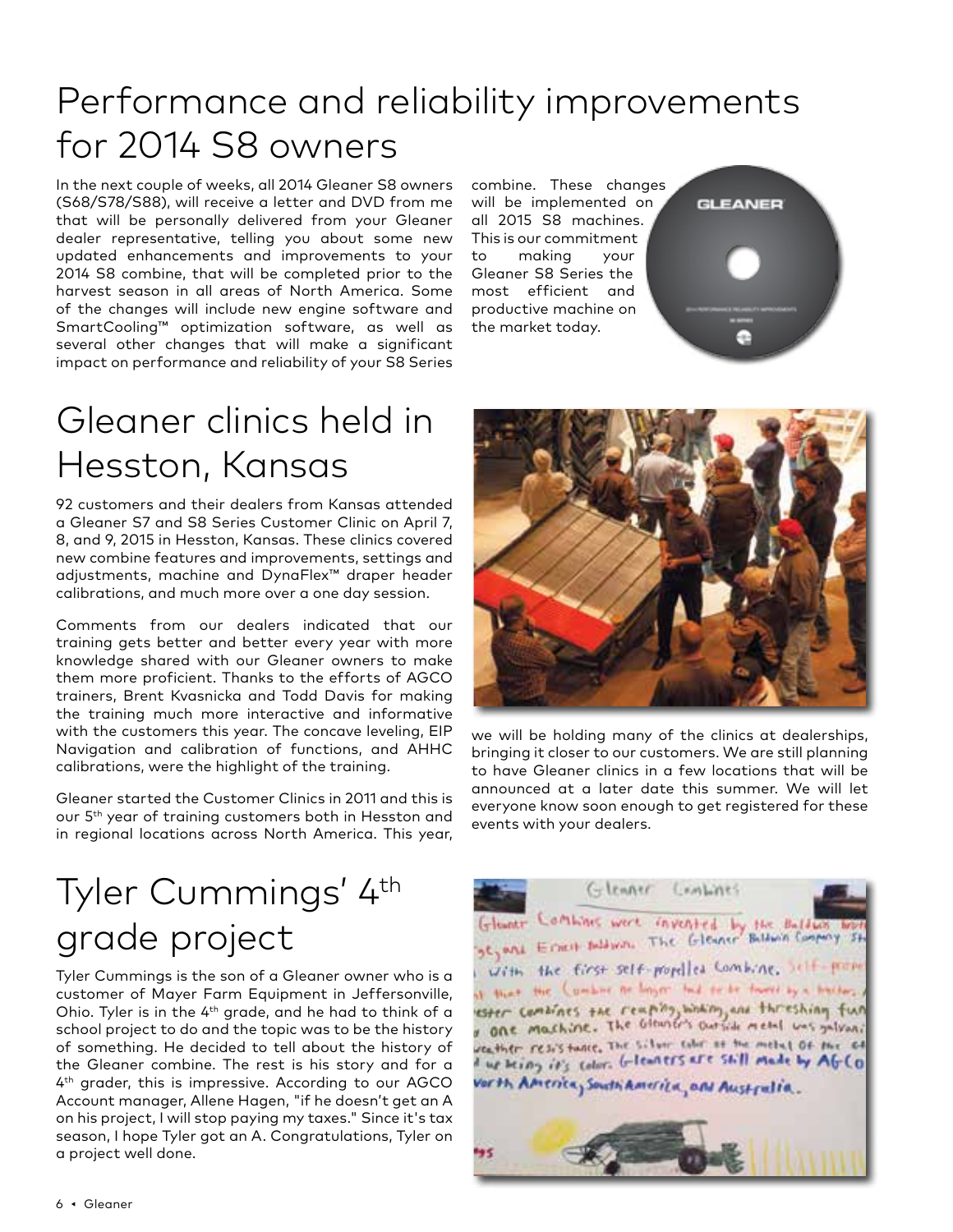# Performance and reliability improvements for 2014 S8 owners

In the next couple of weeks, all 2014 Gleaner S8 owners (S68/S78/S88), will receive a letter and DVD from me that will be personally delivered from your Gleaner dealer representative, telling you about some new updated enhancements and improvements to your 2014 S8 combine, that will be completed prior to the harvest season in all areas of North America. Some of the changes will include new engine software and SmartCooling™ optimization software, as well as several other changes that will make a significant impact on performance and reliability of your S8 Series combine. These changes will be implemented on all 2015 S8 machines. This is our commitment to making your Gleaner S8 Series the most efficient and productive machine on the market today.

# Gleaner clinics held in Hesston, Kansas

92 customers and their dealers from Kansas attended a Gleaner S7 and S8 Series Customer Clinic on April 7, 8, and 9, 2015 in Hesston, Kansas. These clinics covered new combine features and improvements, settings and adjustments, machine and DynaFlex™ draper header calibrations, and much more over a one day session.

Comments from our dealers indicated that our training gets better and better every year with more knowledge shared with our Gleaner owners to make them more proficient. Thanks to the efforts of AGCO trainers, Brent Kvasnicka and Todd Davis for making the training much more interactive and informative with the customers this year. The concave leveling, EIP Navigation and calibration of functions, and AHHC calibrations, were the highlight of the training.

Gleaner started the Customer Clinics in 2011 and this is our 5th year of training customers both in Hesston and in regional locations across North America. This year, we will be holding many of the clinics at dealerships, bringing it closer to our customers. We are still planning to have Gleaner clinics in a few locations that will be announced at a later date this summer. We will let everyone know soon enough to get registered for these events with your dealers.

# Tyler Cummings' 4th grade project

Tyler Cummings is the son of a Gleaner owner who is a customer of Mayer Farm Equipment in Jeffersonville, Ohio. Tyler is in the 4th grade, and he had to think of a school project to do and the topic was to be the history of something. He decided to tell about the history of the Gleaner combine. The rest is his story and for a 4th grader, this is impressive. According to our AGCO Account manager, Allene Hagen, "if he doesn't get an A on his project, I will stop paying my taxes." Since it's tax season, I hope Tyler got an A. Congratulations, Tyler on a project well done.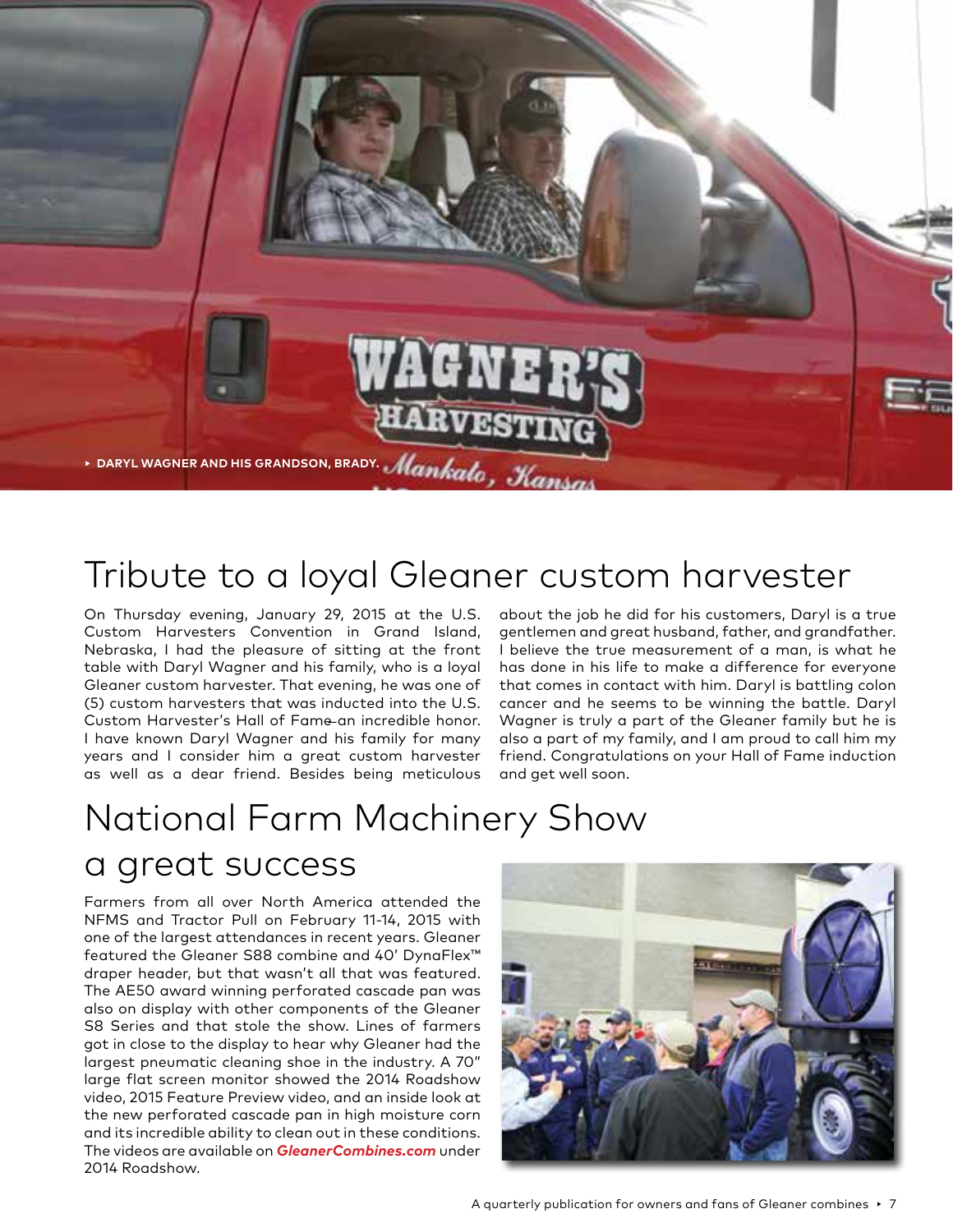▸ DARYL WAGNER AND HIS GRANDSON, BRADY.

# Tribute to a loyal Gleaner custom harvester

On Thursday evening, January 29, 2015 at the U.S. Custom Harvesters Convention in Grand Island, Nebraska, I had the pleasure of sitting at the front table with Daryl Wagner and his family, who is a loyal Gleaner custom harvester. That evening, he was one of (5) custom harvesters that was inducted into the U.S. Custom Harvester's Hall of Fame—an incredible honor. I have known Daryl Wagner and his family for many years and I consider him a great custom harvester as well as a dear friend. Besides being meticulous about the job he did for his customers, Daryl is a true gentlemen and great husband, father, and grandfather. I believe the true measurement of a man, is what he has done in his life to make a difference for everyone that comes in contact with him. Daryl is battling colon cancer and he seems to be winning the battle. Daryl Wagner is truly a part of the Gleaner family but he is also a part of my family, and I am proud to call him my friend. Congratulations on your Hall of Fame induction and get well soon.

# National Farm Machinery Show a great success

Farmers from all over North America attended the NFMS and Tractor Pull on February 11-14, 2015 with one of the largest attendances in recent years. Gleaner featured the Gleaner S88 combine and 40' DynaFlex™ draper header, but that wasn't all that was featured. The AE50 award winning perforated cascade pan was also on display with other components of the Gleaner S8 Series and that stole the show. Lines of farmers got in close to the display to hear why Gleaner had the largest pneumatic cleaning shoe in the industry. A 70" large flat screen monitor showed the 2014 Roadshow video, 2015 Feature Preview video, and an inside look at the new perforated cascade pan in high moisture corn and its incredible ability to clean out in these conditions. The videos are available on ***GleanerCombines.com*** under 2014 Roadshow.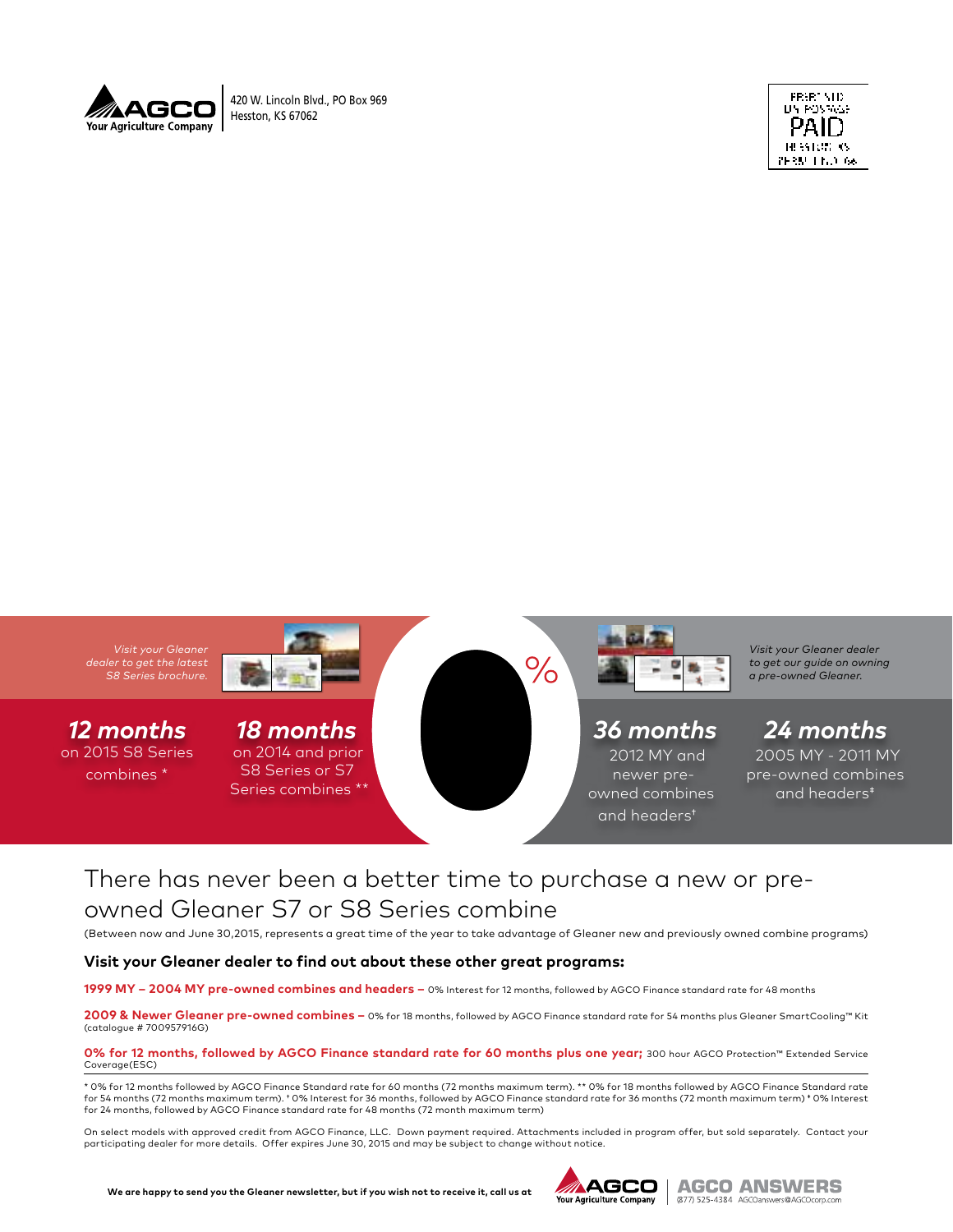AGCO Your Agriculture Company

420 W. Lincoln Blvd., PO Box 969
Hesston, KS 67062

PRSRT STD
US POSTAGE
PAID
HESSTON KS
PERMIT NO. 64

*Visit your Gleaner dealer to get the latest S8 Series brochure.*

*Visit your Gleaner dealer to get our guide on owning a pre-owned Gleaner.*

0%

***12 months*** on 2015 S8 Series combines *

***18 months*** on 2014 and prior S8 Series or S7 Series combines **

***36 months*** 2012 MY and newer pre-owned combines and headers†

***24 months*** 2005 MY - 2011 MY pre-owned combines and headers‡

# There has never been a better time to purchase a new or pre-owned Gleaner S7 or S8 Series combine

(Between now and June 30,2015, represents a great time of the year to take advantage of Gleaner new and previously owned combine programs)

### Visit your Gleaner dealer to find out about these other great programs:

**1999 MY – 2004 MY pre-owned combines and headers –** 0% Interest for 12 months, followed by AGCO Finance standard rate for 48 months

**2009 & Newer Gleaner pre-owned combines –** 0% for 18 months, followed by AGCO Finance standard rate for 54 months plus Gleaner SmartCooling™ Kit (catalogue # 700957916G)

**0% for 12 months, followed by AGCO Finance standard rate for 60 months plus one year;** 300 hour AGCO Protection™ Extended Service Coverage(ESC)

* 0% for 12 months followed by AGCO Finance Standard rate for 60 months (72 months maximum term). ** 0% for 18 months followed by AGCO Finance Standard rate for 54 months (72 months maximum term). † 0% Interest for 36 months, followed by AGCO Finance standard rate for 36 months (72 month maximum term) ‡ 0% Interest for 24 months, followed by AGCO Finance standard rate for 48 months (72 month maximum term)

On select models with approved credit from AGCO Finance, LLC. Down payment required. Attachments included in program offer, but sold separately. Contact your participating dealer for more details. Offer expires June 30, 2015 and may be subject to change without notice.

**We are happy to send you the Gleaner newsletter, but if you wish not to receive it, call us at**

AGCO Your Agriculture Company | AGCO ANSWERS (877) 525-4384 AGCOanswers@AGCOcorp.com